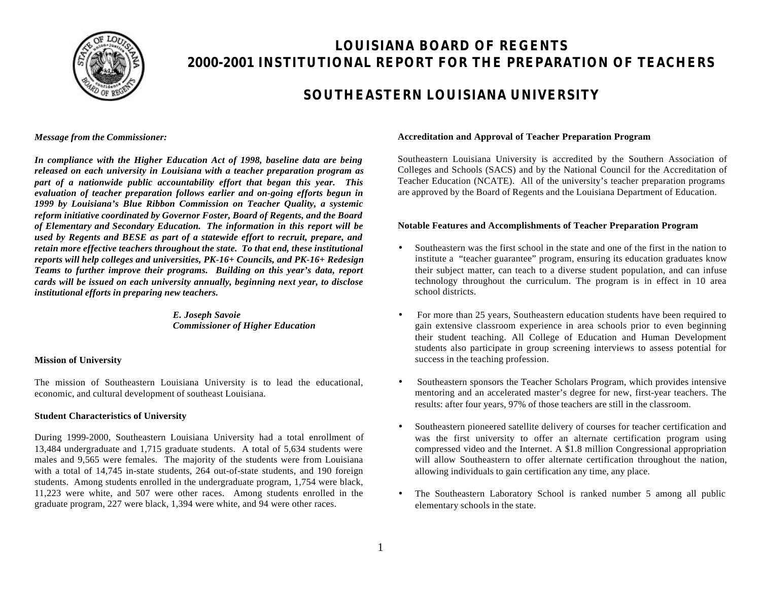# LOUISIANA BOARD OF REGENTS
# 2000-2001 INSTITUTIONAL REPORT FOR THE PREPARATION OF TEACHERS

## SOUTHEASTERN LOUISIANA UNIVERSITY

***Message from the Commissioner:***

***In compliance with the Higher Education Act of 1998, baseline data are being released on each university in Louisiana with a teacher preparation program as part of a nationwide public accountability effort that began this year. This evaluation of teacher preparation follows earlier and on-going efforts begun in 1999 by Louisiana's Blue Ribbon Commission on Teacher Quality, a systemic reform initiative coordinated by Governor Foster, Board of Regents, and the Board of Elementary and Secondary Education. The information in this report will be used by Regents and BESE as part of a statewide effort to recruit, prepare, and retain more effective teachers throughout the state. To that end, these institutional reports will help colleges and universities, PK-16+ Councils, and PK-16+ Redesign Teams to further improve their programs. Building on this year's data, report cards will be issued on each university annually, beginning next year, to disclose institutional efforts in preparing new teachers.***

***E. Joseph Savoie***
***Commissioner of Higher Education***

**Mission of University**

The mission of Southeastern Louisiana University is to lead the educational, economic, and cultural development of southeast Louisiana.

**Student Characteristics of University**

During 1999-2000, Southeastern Louisiana University had a total enrollment of 13,484 undergraduate and 1,715 graduate students. A total of 5,634 students were males and 9,565 were females. The majority of the students were from Louisiana with a total of 14,745 in-state students, 264 out-of-state students, and 190 foreign students. Among students enrolled in the undergraduate program, 1,754 were black, 11,223 were white, and 507 were other races. Among students enrolled in the graduate program, 227 were black, 1,394 were white, and 94 were other races.

**Accreditation and Approval of Teacher Preparation Program**

Southeastern Louisiana University is accredited by the Southern Association of Colleges and Schools (SACS) and by the National Council for the Accreditation of Teacher Education (NCATE). All of the university's teacher preparation programs are approved by the Board of Regents and the Louisiana Department of Education.

**Notable Features and Accomplishments of Teacher Preparation Program**

- Southeastern was the first school in the state and one of the first in the nation to institute a "teacher guarantee" program, ensuring its education graduates know their subject matter, can teach to a diverse student population, and can infuse technology throughout the curriculum. The program is in effect in 10 area school districts.
- For more than 25 years, Southeastern education students have been required to gain extensive classroom experience in area schools prior to even beginning their student teaching. All College of Education and Human Development students also participate in group screening interviews to assess potential for success in the teaching profession.
- Southeastern sponsors the Teacher Scholars Program, which provides intensive mentoring and an accelerated master's degree for new, first-year teachers. The results: after four years, 97% of those teachers are still in the classroom.
- Southeastern pioneered satellite delivery of courses for teacher certification and was the first university to offer an alternate certification program using compressed video and the Internet. A $1.8 million Congressional appropriation will allow Southeastern to offer alternate certification throughout the nation, allowing individuals to gain certification any time, any place.
- The Southeastern Laboratory School is ranked number 5 among all public elementary schools in the state.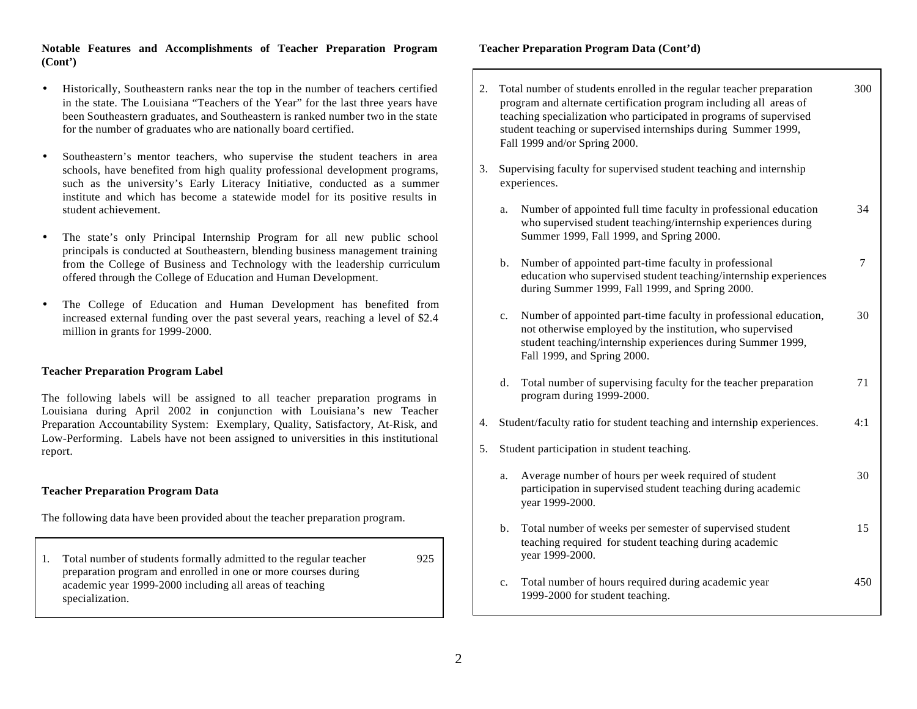**Notable Features and Accomplishments of Teacher Preparation Program (Cont')**

- Historically, Southeastern ranks near the top in the number of teachers certified in the state. The Louisiana "Teachers of the Year" for the last three years have been Southeastern graduates, and Southeastern is ranked number two in the state for the number of graduates who are nationally board certified.
- Southeastern's mentor teachers, who supervise the student teachers in area schools, have benefited from high quality professional development programs, such as the university's Early Literacy Initiative, conducted as a summer institute and which has become a statewide model for its positive results in student achievement.
- The state's only Principal Internship Program for all new public school principals is conducted at Southeastern, blending business management training from the College of Business and Technology with the leadership curriculum offered through the College of Education and Human Development.
- The College of Education and Human Development has benefited from increased external funding over the past several years, reaching a level of $2.4 million in grants for 1999-2000.

**Teacher Preparation Program Label**

The following labels will be assigned to all teacher preparation programs in Louisiana during April 2002 in conjunction with Louisiana's new Teacher Preparation Accountability System: Exemplary, Quality, Satisfactory, At-Risk, and Low-Performing. Labels have not been assigned to universities in this institutional report.

**Teacher Preparation Program Data**

The following data have been provided about the teacher preparation program.

| Item | Value |
|---|---|
| 1. Total number of students formally admitted to the regular teacher preparation program and enrolled in one or more courses during academic year 1999-2000 including all areas of teaching specialization. | 925 |

**Teacher Preparation Program Data (Cont'd)**

| Item | Value |
|---|---|
| 2. Total number of students enrolled in the regular teacher preparation program and alternate certification program including all areas of teaching specialization who participated in programs of supervised student teaching or supervised internships during Summer 1999, Fall 1999 and/or Spring 2000. | 300 |
| 3. Supervising faculty for supervised student teaching and internship experiences. | |
| a. Number of appointed full time faculty in professional education who supervised student teaching/internship experiences during Summer 1999, Fall 1999, and Spring 2000. | 34 |
| b. Number of appointed part-time faculty in professional education who supervised student teaching/internship experiences during Summer 1999, Fall 1999, and Spring 2000. | 7 |
| c. Number of appointed part-time faculty in professional education, not otherwise employed by the institution, who supervised student teaching/internship experiences during Summer 1999, Fall 1999, and Spring 2000. | 30 |
| d. Total number of supervising faculty for the teacher preparation program during 1999-2000. | 71 |
| 4. Student/faculty ratio for student teaching and internship experiences. | 4:1 |
| 5. Student participation in student teaching. | |
| a. Average number of hours per week required of student participation in supervised student teaching during academic year 1999-2000. | 30 |
| b. Total number of weeks per semester of supervised student teaching required for student teaching during academic year 1999-2000. | 15 |
| c. Total number of hours required during academic year 1999-2000 for student teaching. | 450 |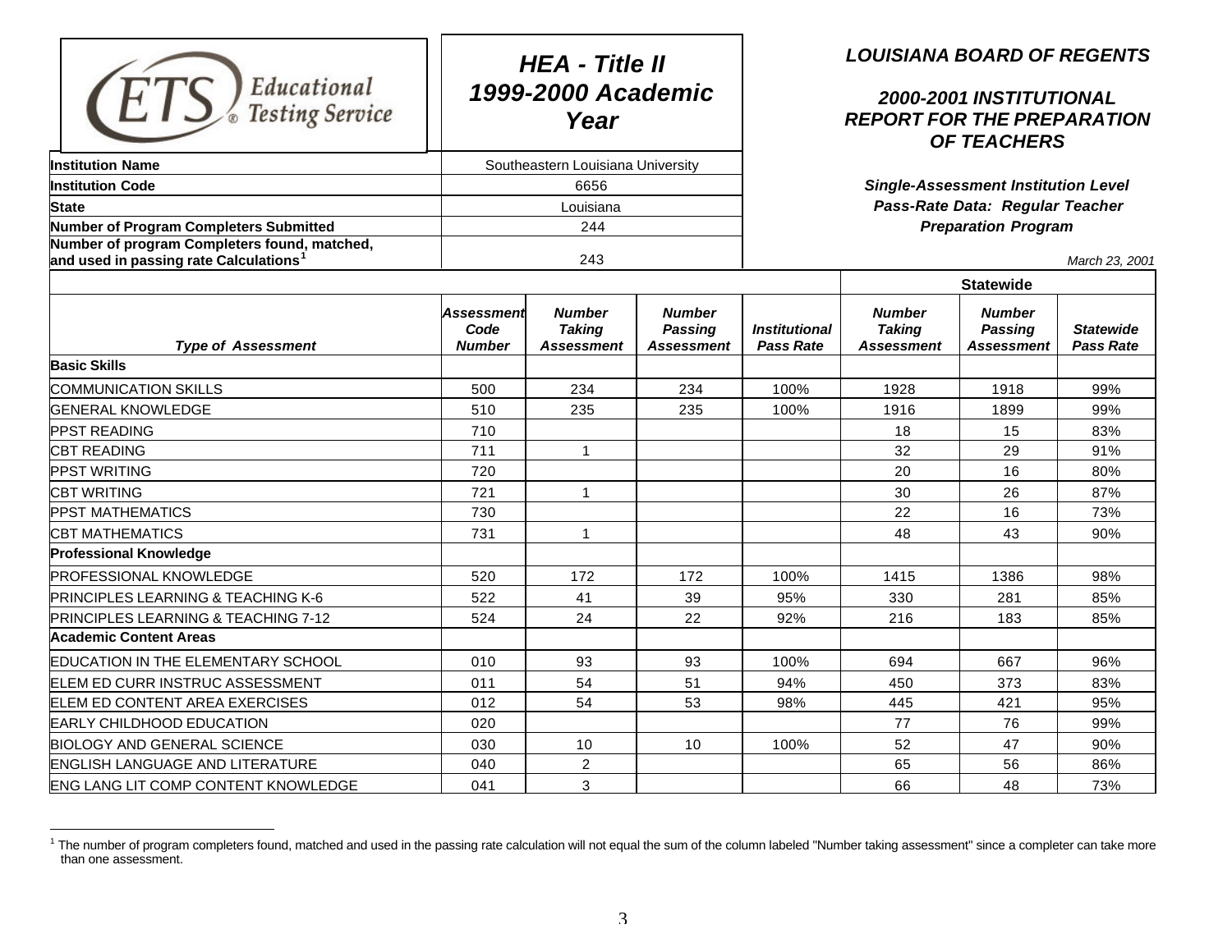Educational Testing Service

# HEA - Title II 1999-2000 Academic Year

## LOUISIANA BOARD OF REGENTS

### 2000-2001 INSTITUTIONAL REPORT FOR THE PREPARATION OF TEACHERS

*Single-Assessment Institution Level Pass-Rate Data: Regular Teacher Preparation Program*

*March 23, 2001*

| | |
|---|---|
| **Institution Name** | Southeastern Louisiana University |
| **Institution Code** | 6656 |
| **State** | Louisiana |
| **Number of Program Completers Submitted** | 244 |
| **Number of program Completers found, matched, and used in passing rate Calculations**[1] | 243 |

| | | | | | Statewide | | |
|---|---|---|---|---|---|---|---|
| ***Type of Assessment*** | ***Assessment Code Number*** | ***Number Taking Assessment*** | ***Number Passing Assessment*** | ***Institutional Pass Rate*** | ***Number Taking Assessment*** | ***Number Passing Assessment*** | ***Statewide Pass Rate*** |
| **Basic Skills** | | | | | | | |
| COMMUNICATION SKILLS | 500 | 234 | 234 | 100% | 1928 | 1918 | 99% |
| GENERAL KNOWLEDGE | 510 | 235 | 235 | 100% | 1916 | 1899 | 99% |
| PPST READING | 710 | | | | 18 | 15 | 83% |
| CBT READING | 711 | 1 | | | 32 | 29 | 91% |
| PPST WRITING | 720 | | | | 20 | 16 | 80% |
| CBT WRITING | 721 | 1 | | | 30 | 26 | 87% |
| PPST MATHEMATICS | 730 | | | | 22 | 16 | 73% |
| CBT MATHEMATICS | 731 | 1 | | | 48 | 43 | 90% |
| **Professional Knowledge** | | | | | | | |
| PROFESSIONAL KNOWLEDGE | 520 | 172 | 172 | 100% | 1415 | 1386 | 98% |
| PRINCIPLES LEARNING & TEACHING K-6 | 522 | 41 | 39 | 95% | 330 | 281 | 85% |
| PRINCIPLES LEARNING & TEACHING 7-12 | 524 | 24 | 22 | 92% | 216 | 183 | 85% |
| **Academic Content Areas** | | | | | | | |
| EDUCATION IN THE ELEMENTARY SCHOOL | 010 | 93 | 93 | 100% | 694 | 667 | 96% |
| ELEM ED CURR INSTRUC ASSESSMENT | 011 | 54 | 51 | 94% | 450 | 373 | 83% |
| ELEM ED CONTENT AREA EXERCISES | 012 | 54 | 53 | 98% | 445 | 421 | 95% |
| EARLY CHILDHOOD EDUCATION | 020 | | | | 77 | 76 | 99% |
| BIOLOGY AND GENERAL SCIENCE | 030 | 10 | 10 | 100% | 52 | 47 | 90% |
| ENGLISH LANGUAGE AND LITERATURE | 040 | 2 | | | 65 | 56 | 86% |
| ENG LANG LIT COMP CONTENT KNOWLEDGE | 041 | 3 | | | 66 | 48 | 73% |

[1] The number of program completers found, matched and used in the passing rate calculation will not equal the sum of the column labeled "Number taking assessment" since a completer can take more than one assessment.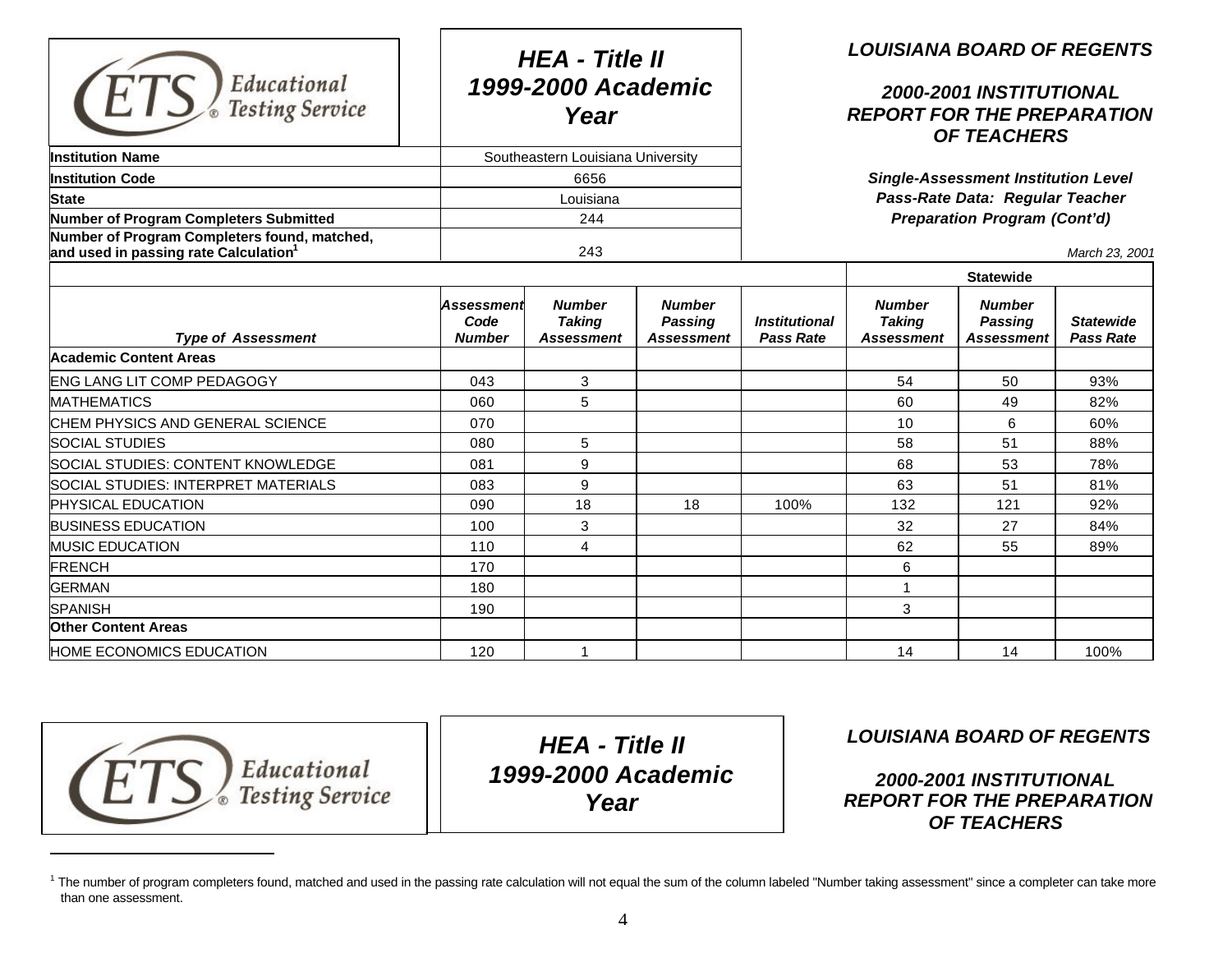**HEA - Title II 1999-2000 Academic Year**

**LOUISIANA BOARD OF REGENTS**

**2000-2001 INSTITUTIONAL REPORT FOR THE PREPARATION OF TEACHERS**

**Single-Assessment Institution Level Pass-Rate Data: Regular Teacher Preparation Program (Cont'd)**

*March 23, 2001*

| | |
|---|---|
| **Institution Name** | Southeastern Louisiana University |
| **Institution Code** | 6656 |
| **State** | Louisiana |
| **Number of Program Completers Submitted** | 244 |
| **Number of Program Completers found, matched, and used in passing rate Calculation**[1] | 243 |

| | | | | | Statewide | | |
|---|---|---|---|---|---|---|---|
| ***Type of Assessment*** | ***Assessment Code Number*** | ***Number Taking Assessment*** | ***Number Passing Assessment*** | ***Institutional Pass Rate*** | ***Number Taking Assessment*** | ***Number Passing Assessment*** | ***Statewide Pass Rate*** |
| **Academic Content Areas** | | | | | | | |
| ENG LANG LIT COMP PEDAGOGY | 043 | 3 | | | 54 | 50 | 93% |
| MATHEMATICS | 060 | 5 | | | 60 | 49 | 82% |
| CHEM PHYSICS AND GENERAL SCIENCE | 070 | | | | 10 | 6 | 60% |
| SOCIAL STUDIES | 080 | 5 | | | 58 | 51 | 88% |
| SOCIAL STUDIES: CONTENT KNOWLEDGE | 081 | 9 | | | 68 | 53 | 78% |
| SOCIAL STUDIES: INTERPRET MATERIALS | 083 | 9 | | | 63 | 51 | 81% |
| PHYSICAL EDUCATION | 090 | 18 | 18 | 100% | 132 | 121 | 92% |
| BUSINESS EDUCATION | 100 | 3 | | | 32 | 27 | 84% |
| MUSIC EDUCATION | 110 | 4 | | | 62 | 55 | 89% |
| FRENCH | 170 | | | | 6 | | |
| GERMAN | 180 | | | | 1 | | |
| SPANISH | 190 | | | | 3 | | |
| **Other Content Areas** | | | | | | | |
| HOME ECONOMICS EDUCATION | 120 | 1 | | | 14 | 14 | 100% |

**HEA - Title II 1999-2000 Academic Year**

**LOUISIANA BOARD OF REGENTS**

**2000-2001 INSTITUTIONAL REPORT FOR THE PREPARATION OF TEACHERS**

[1] The number of program completers found, matched and used in the passing rate calculation will not equal the sum of the column labeled "Number taking assessment" since a completer can take more than one assessment.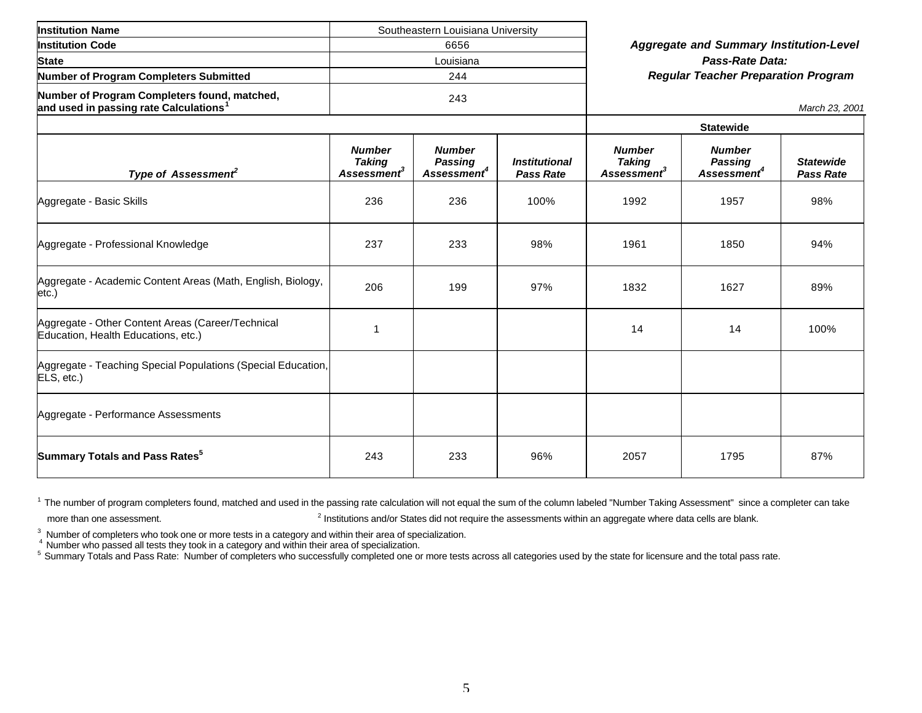| | |
|---|---|
| **Institution Name** | Southeastern Louisiana University |
| **Institution Code** | 6656 |
| **State** | Louisiana |
| **Number of Program Completers Submitted** | 244 |
| **Number of Program Completers found, matched, and used in passing rate Calculations[1]** | 243 |

***Aggregate and Summary Institution-Level Pass-Rate Data: Regular Teacher Preparation Program***

*March 23, 2001*

| | | | | Statewide | | |
|---|---|---|---|---|---|---|
| ***Type of Assessment[2]*** | ***Number Taking Assessment[3]*** | ***Number Passing Assessment[4]*** | ***Institutional Pass Rate*** | ***Number Taking Assessment[3]*** | ***Number Passing Assessment[4]*** | ***Statewide Pass Rate*** |
| Aggregate - Basic Skills | 236 | 236 | 100% | 1992 | 1957 | 98% |
| Aggregate - Professional Knowledge | 237 | 233 | 98% | 1961 | 1850 | 94% |
| Aggregate - Academic Content Areas (Math, English, Biology, etc.) | 206 | 199 | 97% | 1832 | 1627 | 89% |
| Aggregate - Other Content Areas (Career/Technical Education, Health Educations, etc.) | 1 | | | 14 | 14 | 100% |
| Aggregate - Teaching Special Populations (Special Education, ELS, etc.) | | | | | | |
| Aggregate - Performance Assessments | | | | | | |
| **Summary Totals and Pass Rates[5]** | 243 | 233 | 96% | 2057 | 1795 | 87% |

[1] The number of program completers found, matched and used in the passing rate calculation will not equal the sum of the column labeled "Number Taking Assessment" since a completer can take more than one assessment.

[2] Institutions and/or States did not require the assessments within an aggregate where data cells are blank.

[3] Number of completers who took one or more tests in a category and within their area of specialization.

[4] Number who passed all tests they took in a category and within their area of specialization.

[5] Summary Totals and Pass Rate: Number of completers who successfully completed one or more tests across all categories used by the state for licensure and the total pass rate.